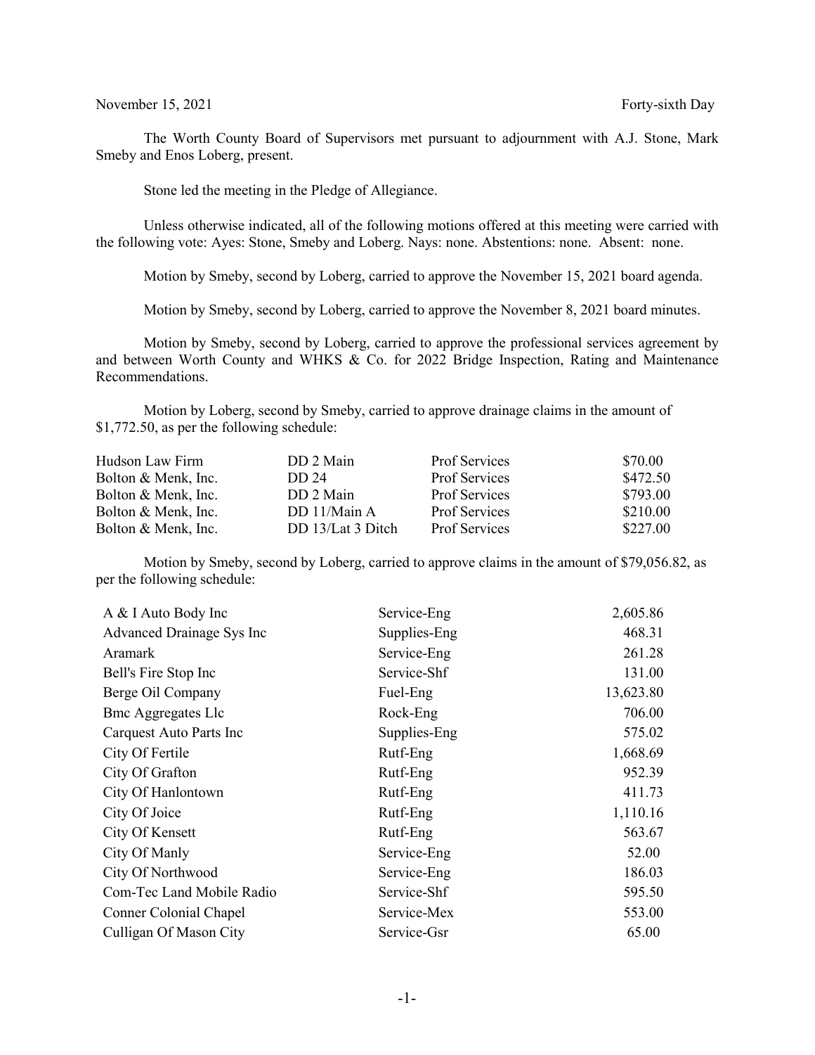November 15, 2021 Forty-sixth Day

The Worth County Board of Supervisors met pursuant to adjournment with A.J. Stone, Mark Smeby and Enos Loberg, present.

Stone led the meeting in the Pledge of Allegiance.

Unless otherwise indicated, all of the following motions offered at this meeting were carried with the following vote: Ayes: Stone, Smeby and Loberg. Nays: none. Abstentions: none. Absent: none.

Motion by Smeby, second by Loberg, carried to approve the November 15, 2021 board agenda.

Motion by Smeby, second by Loberg, carried to approve the November 8, 2021 board minutes.

Motion by Smeby, second by Loberg, carried to approve the professional services agreement by and between Worth County and WHKS & Co. for 2022 Bridge Inspection, Rating and Maintenance Recommendations.

Motion by Loberg, second by Smeby, carried to approve drainage claims in the amount of $1,772.50, as per the following schedule:

| | | | |
|---|---|---|---|
| Hudson Law Firm | DD 2 Main | Prof Services | $70.00 |
| Bolton & Menk, Inc. | DD 24 | Prof Services | $472.50 |
| Bolton & Menk, Inc. | DD 2 Main | Prof Services | $793.00 |
| Bolton & Menk, Inc. | DD 11/Main A | Prof Services | $210.00 |
| Bolton & Menk, Inc. | DD 13/Lat 3 Ditch | Prof Services | $227.00 |

Motion by Smeby, second by Loberg, carried to approve claims in the amount of $79,056.82, as per the following schedule:

| | | |
|---|---|---|
| A & I Auto Body Inc | Service-Eng | 2,605.86 |
| Advanced Drainage Sys Inc | Supplies-Eng | 468.31 |
| Aramark | Service-Eng | 261.28 |
| Bell's Fire Stop Inc | Service-Shf | 131.00 |
| Berge Oil Company | Fuel-Eng | 13,623.80 |
| Bmc Aggregates Llc | Rock-Eng | 706.00 |
| Carquest Auto Parts Inc | Supplies-Eng | 575.02 |
| City Of Fertile | Rutf-Eng | 1,668.69 |
| City Of Grafton | Rutf-Eng | 952.39 |
| City Of Hanlontown | Rutf-Eng | 411.73 |
| City Of Joice | Rutf-Eng | 1,110.16 |
| City Of Kensett | Rutf-Eng | 563.67 |
| City Of Manly | Service-Eng | 52.00 |
| City Of Northwood | Service-Eng | 186.03 |
| Com-Tec Land Mobile Radio | Service-Shf | 595.50 |
| Conner Colonial Chapel | Service-Mex | 553.00 |
| Culligan Of Mason City | Service-Gsr | 65.00 |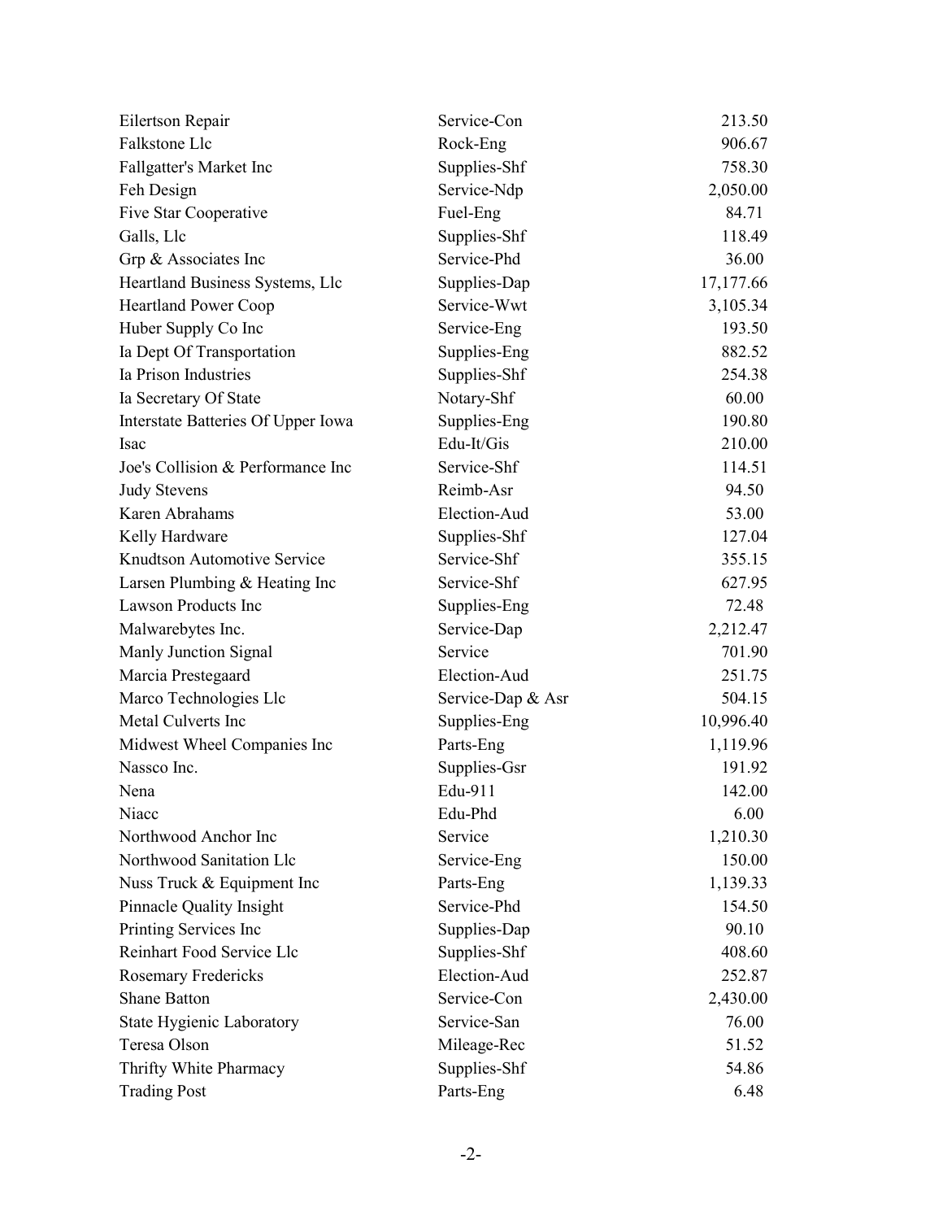| | | |
|---|---|---|
| Eilertson Repair | Service-Con | 213.50 |
| Falkstone Llc | Rock-Eng | 906.67 |
| Fallgatter's Market Inc | Supplies-Shf | 758.30 |
| Feh Design | Service-Ndp | 2,050.00 |
| Five Star Cooperative | Fuel-Eng | 84.71 |
| Galls, Llc | Supplies-Shf | 118.49 |
| Grp & Associates Inc | Service-Phd | 36.00 |
| Heartland Business Systems, Llc | Supplies-Dap | 17,177.66 |
| Heartland Power Coop | Service-Wwt | 3,105.34 |
| Huber Supply Co Inc | Service-Eng | 193.50 |
| Ia Dept Of Transportation | Supplies-Eng | 882.52 |
| Ia Prison Industries | Supplies-Shf | 254.38 |
| Ia Secretary Of State | Notary-Shf | 60.00 |
| Interstate Batteries Of Upper Iowa | Supplies-Eng | 190.80 |
| Isac | Edu-It/Gis | 210.00 |
| Joe's Collision & Performance Inc | Service-Shf | 114.51 |
| Judy Stevens | Reimb-Asr | 94.50 |
| Karen Abrahams | Election-Aud | 53.00 |
| Kelly Hardware | Supplies-Shf | 127.04 |
| Knudtson Automotive Service | Service-Shf | 355.15 |
| Larsen Plumbing & Heating Inc | Service-Shf | 627.95 |
| Lawson Products Inc | Supplies-Eng | 72.48 |
| Malwarebytes Inc. | Service-Dap | 2,212.47 |
| Manly Junction Signal | Service | 701.90 |
| Marcia Prestegaard | Election-Aud | 251.75 |
| Marco Technologies Llc | Service-Dap & Asr | 504.15 |
| Metal Culverts Inc | Supplies-Eng | 10,996.40 |
| Midwest Wheel Companies Inc | Parts-Eng | 1,119.96 |
| Nassco Inc. | Supplies-Gsr | 191.92 |
| Nena | Edu-911 | 142.00 |
| Niacc | Edu-Phd | 6.00 |
| Northwood Anchor Inc | Service | 1,210.30 |
| Northwood Sanitation Llc | Service-Eng | 150.00 |
| Nuss Truck & Equipment Inc | Parts-Eng | 1,139.33 |
| Pinnacle Quality Insight | Service-Phd | 154.50 |
| Printing Services Inc | Supplies-Dap | 90.10 |
| Reinhart Food Service Llc | Supplies-Shf | 408.60 |
| Rosemary Fredericks | Election-Aud | 252.87 |
| Shane Batton | Service-Con | 2,430.00 |
| State Hygienic Laboratory | Service-San | 76.00 |
| Teresa Olson | Mileage-Rec | 51.52 |
| Thrifty White Pharmacy | Supplies-Shf | 54.86 |
| Trading Post | Parts-Eng | 6.48 |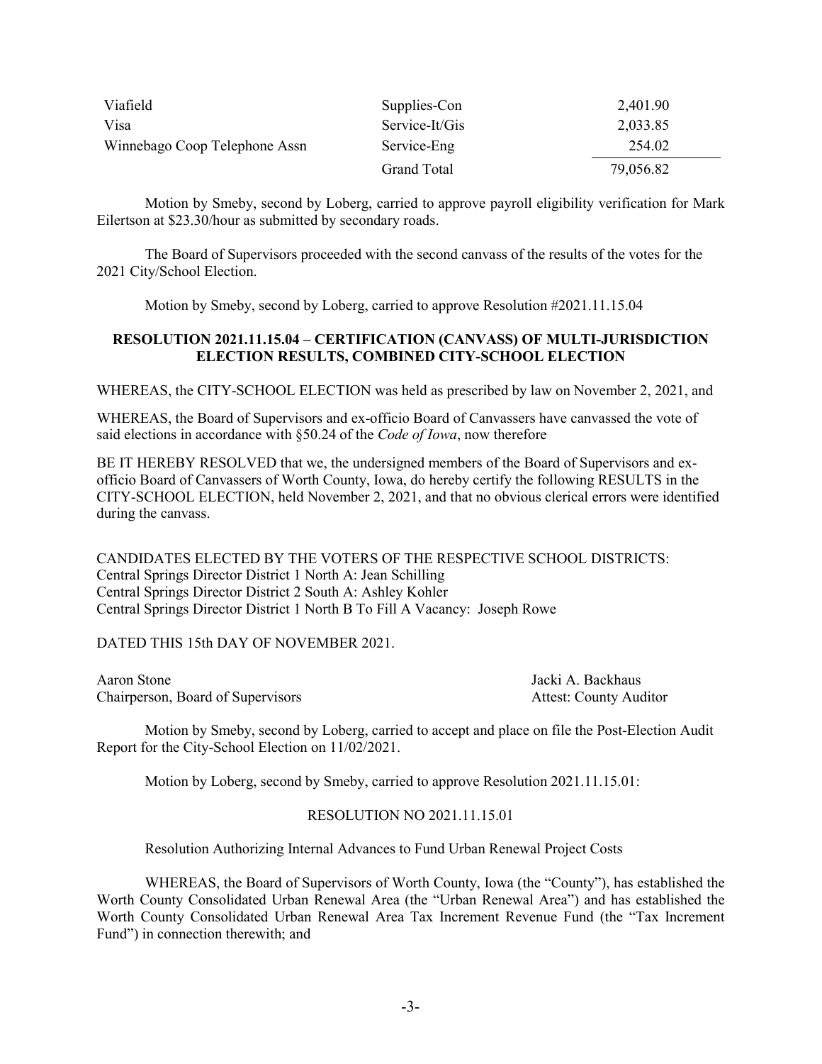| | | |
|---|---|---|
| Viafield | Supplies-Con | 2,401.90 |
| Visa | Service-It/Gis | 2,033.85 |
| Winnebago Coop Telephone Assn | Service-Eng | 254.02 |
| | Grand Total | 79,056.82 |

Motion by Smeby, second by Loberg, carried to approve payroll eligibility verification for Mark Eilertson at $23.30/hour as submitted by secondary roads.

The Board of Supervisors proceeded with the second canvass of the results of the votes for the 2021 City/School Election.

Motion by Smeby, second by Loberg, carried to approve Resolution #2021.11.15.04

**RESOLUTION 2021.11.15.04 – CERTIFICATION (CANVASS) OF MULTI-JURISDICTION ELECTION RESULTS, COMBINED CITY-SCHOOL ELECTION**

WHEREAS, the CITY-SCHOOL ELECTION was held as prescribed by law on November 2, 2021, and

WHEREAS, the Board of Supervisors and ex-officio Board of Canvassers have canvassed the vote of said elections in accordance with §50.24 of the *Code of Iowa*, now therefore

BE IT HEREBY RESOLVED that we, the undersigned members of the Board of Supervisors and ex-officio Board of Canvassers of Worth County, Iowa, do hereby certify the following RESULTS in the CITY-SCHOOL ELECTION, held November 2, 2021, and that no obvious clerical errors were identified during the canvass.

CANDIDATES ELECTED BY THE VOTERS OF THE RESPECTIVE SCHOOL DISTRICTS:
Central Springs Director District 1 North A: Jean Schilling
Central Springs Director District 2 South A: Ashley Kohler
Central Springs Director District 1 North B To Fill A Vacancy: Joseph Rowe

DATED THIS 15th DAY OF NOVEMBER 2021.

Aaron Stone
Chairperson, Board of Supervisors

Jacki A. Backhaus
Attest: County Auditor

Motion by Smeby, second by Loberg, carried to accept and place on file the Post-Election Audit Report for the City-School Election on 11/02/2021.

Motion by Loberg, second by Smeby, carried to approve Resolution 2021.11.15.01:

RESOLUTION NO 2021.11.15.01

Resolution Authorizing Internal Advances to Fund Urban Renewal Project Costs

WHEREAS, the Board of Supervisors of Worth County, Iowa (the "County"), has established the Worth County Consolidated Urban Renewal Area (the "Urban Renewal Area") and has established the Worth County Consolidated Urban Renewal Area Tax Increment Revenue Fund (the "Tax Increment Fund") in connection therewith; and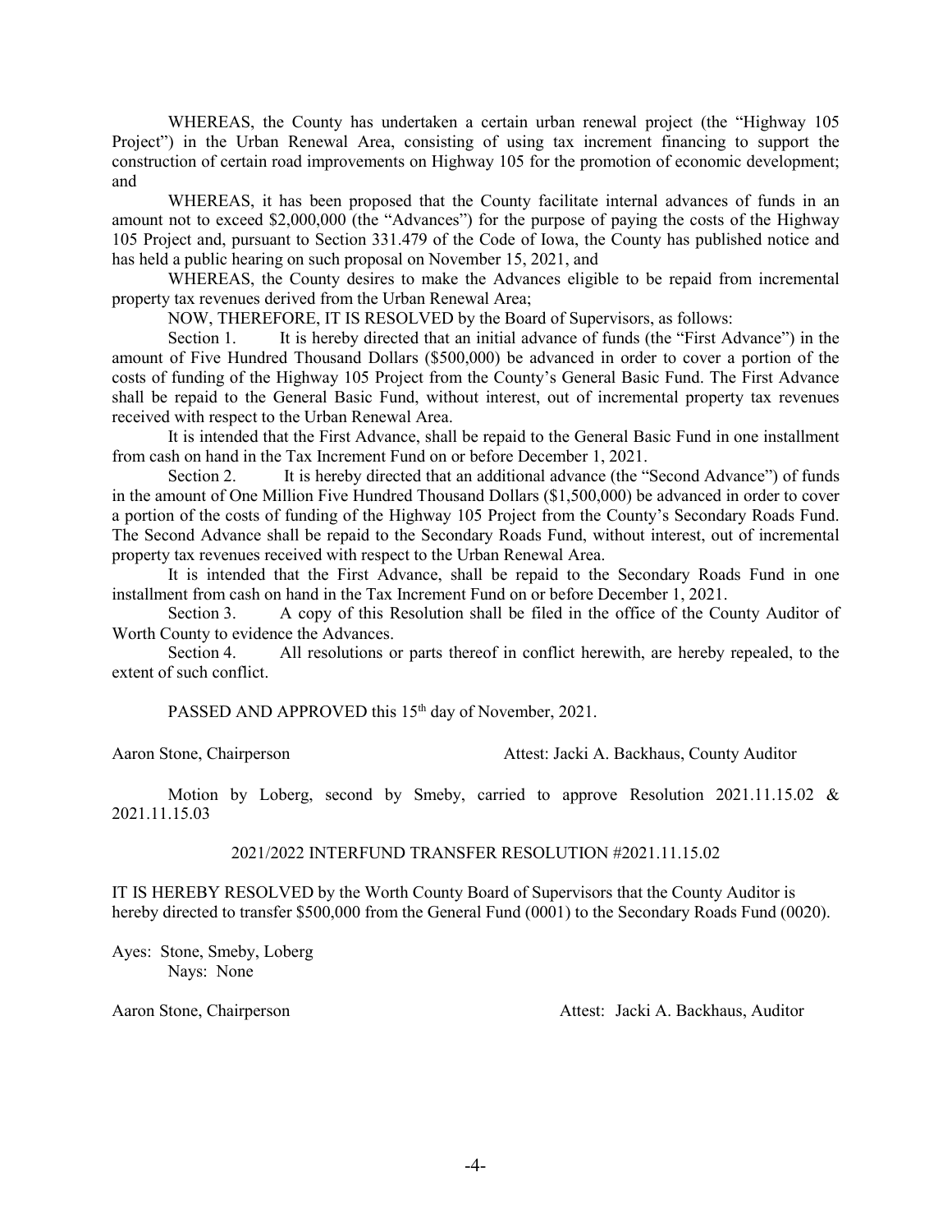WHEREAS, the County has undertaken a certain urban renewal project (the "Highway 105 Project") in the Urban Renewal Area, consisting of using tax increment financing to support the construction of certain road improvements on Highway 105 for the promotion of economic development; and

WHEREAS, it has been proposed that the County facilitate internal advances of funds in an amount not to exceed \$2,000,000 (the "Advances") for the purpose of paying the costs of the Highway 105 Project and, pursuant to Section 331.479 of the Code of Iowa, the County has published notice and has held a public hearing on such proposal on November 15, 2021, and

WHEREAS, the County desires to make the Advances eligible to be repaid from incremental property tax revenues derived from the Urban Renewal Area;

NOW, THEREFORE, IT IS RESOLVED by the Board of Supervisors, as follows:

Section 1. It is hereby directed that an initial advance of funds (the "First Advance") in the amount of Five Hundred Thousand Dollars (\$500,000) be advanced in order to cover a portion of the costs of funding of the Highway 105 Project from the County's General Basic Fund. The First Advance shall be repaid to the General Basic Fund, without interest, out of incremental property tax revenues received with respect to the Urban Renewal Area.

It is intended that the First Advance, shall be repaid to the General Basic Fund in one installment from cash on hand in the Tax Increment Fund on or before December 1, 2021.

Section 2. It is hereby directed that an additional advance (the "Second Advance") of funds in the amount of One Million Five Hundred Thousand Dollars (\$1,500,000) be advanced in order to cover a portion of the costs of funding of the Highway 105 Project from the County's Secondary Roads Fund. The Second Advance shall be repaid to the Secondary Roads Fund, without interest, out of incremental property tax revenues received with respect to the Urban Renewal Area.

It is intended that the First Advance, shall be repaid to the Secondary Roads Fund in one installment from cash on hand in the Tax Increment Fund on or before December 1, 2021.

Section 3. A copy of this Resolution shall be filed in the office of the County Auditor of Worth County to evidence the Advances.

Section 4. All resolutions or parts thereof in conflict herewith, are hereby repealed, to the extent of such conflict.

PASSED AND APPROVED this 15th day of November, 2021.

Aaron Stone, Chairperson Attest: Jacki A. Backhaus, County Auditor

Motion by Loberg, second by Smeby, carried to approve Resolution 2021.11.15.02 & 2021.11.15.03

2021/2022 INTERFUND TRANSFER RESOLUTION #2021.11.15.02

IT IS HEREBY RESOLVED by the Worth County Board of Supervisors that the County Auditor is hereby directed to transfer \$500,000 from the General Fund (0001) to the Secondary Roads Fund (0020).

Ayes: Stone, Smeby, Loberg
Nays: None

Aaron Stone, Chairperson Attest: Jacki A. Backhaus, Auditor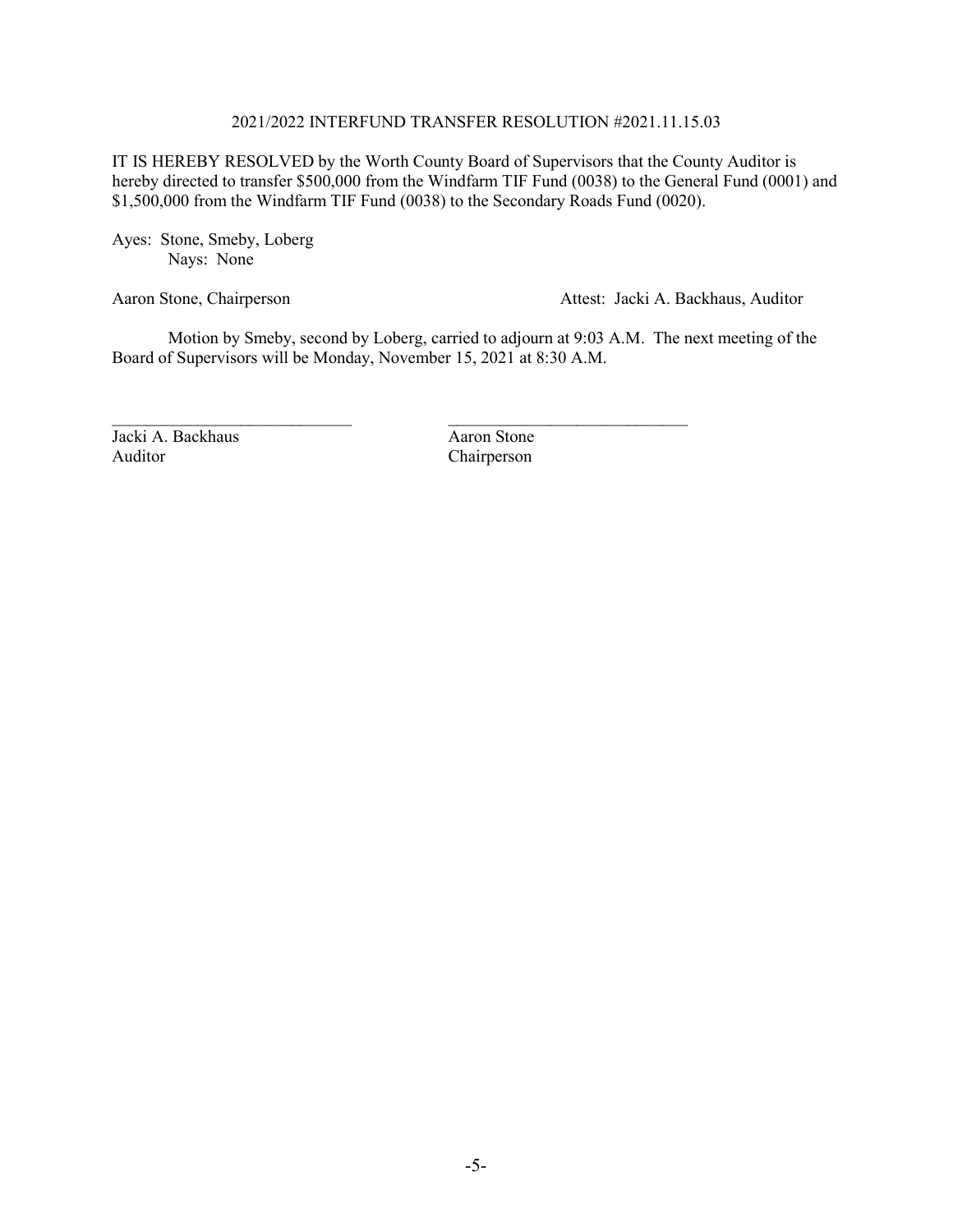2021/2022 INTERFUND TRANSFER RESOLUTION #2021.11.15.03

IT IS HEREBY RESOLVED by the Worth County Board of Supervisors that the County Auditor is hereby directed to transfer $500,000 from the Windfarm TIF Fund (0038) to the General Fund (0001) and $1,500,000 from the Windfarm TIF Fund (0038) to the Secondary Roads Fund (0020).

Ayes: Stone, Smeby, Loberg
Nays: None

Aaron Stone, Chairperson                    Attest: Jacki A. Backhaus, Auditor

Motion by Smeby, second by Loberg, carried to adjourn at 9:03 A.M. The next meeting of the Board of Supervisors will be Monday, November 15, 2021 at 8:30 A.M.

\_\_\_\_\_\_\_\_\_\_\_\_\_\_\_\_\_\_\_\_\_\_\_\_\_\_\_\_\_\_ \_\_\_\_\_\_\_\_\_\_\_\_\_\_\_\_\_\_\_\_\_\_\_\_\_\_\_\_\_\_

Jacki A. Backhaus                    Aaron Stone
Auditor                    Chairperson